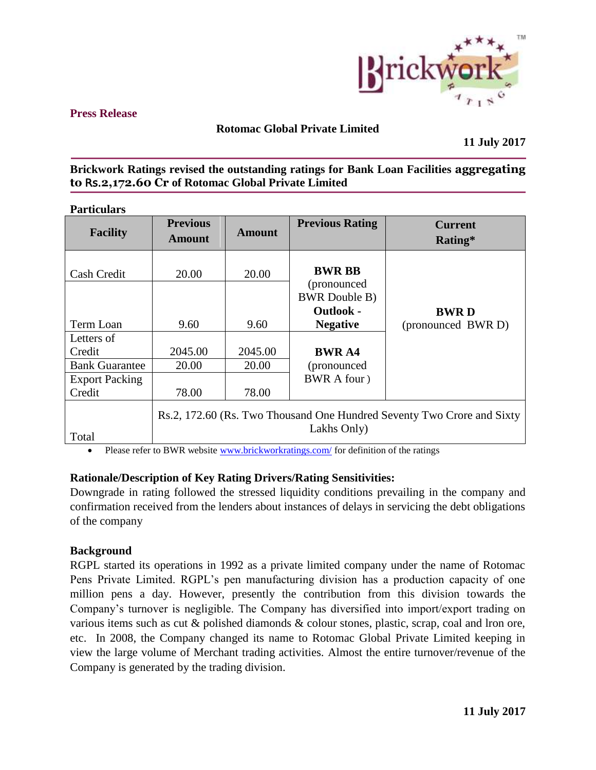**Press Release**

## Rotomac Global Private Limited

**11 July 2017**

### Brickwork Ratings revised the outstanding ratings for Bank Loan Facilities aggregating to Rs.2,172.60 Cr of Rotomac Global Private Limited

**Particulars**

| Facility | Previous Amount | Amount | Previous Rating | Current Rating* |
|---|---|---|---|---|
| Cash Credit | 20.00 | 20.00 | **BWR BB** (pronounced BWR Double B) **Outlook - Negative** | **BWR D** (pronounced BWR D) |
| Term Loan | 9.60 | 9.60 | | |
| Letters of Credit | 2045.00 | 2045.00 | **BWR A4** (pronounced BWR A four ) | |
| Bank Guarantee | 20.00 | 20.00 | | |
| Export Packing Credit | 78.00 | 78.00 | | |
| Total | Rs.2, 172.60 (Rs. Two Thousand One Hundred Seventy Two Crore and Sixty Lakhs Only) | | | |

- Please refer to BWR website www.brickworkratings.com/ for definition of the ratings

**Rationale/Description of Key Rating Drivers/Rating Sensitivities:**

Downgrade in rating followed the stressed liquidity conditions prevailing in the company and confirmation received from the lenders about instances of delays in servicing the debt obligations of the company

**Background**

RGPL started its operations in 1992 as a private limited company under the name of Rotomac Pens Private Limited. RGPL's pen manufacturing division has a production capacity of one million pens a day. However, presently the contribution from this division towards the Company's turnover is negligible. The Company has diversified into import/export trading on various items such as cut & polished diamonds & colour stones, plastic, scrap, coal and lron ore, etc. In 2008, the Company changed its name to Rotomac Global Private Limited keeping in view the large volume of Merchant trading activities. Almost the entire turnover/revenue of the Company is generated by the trading division.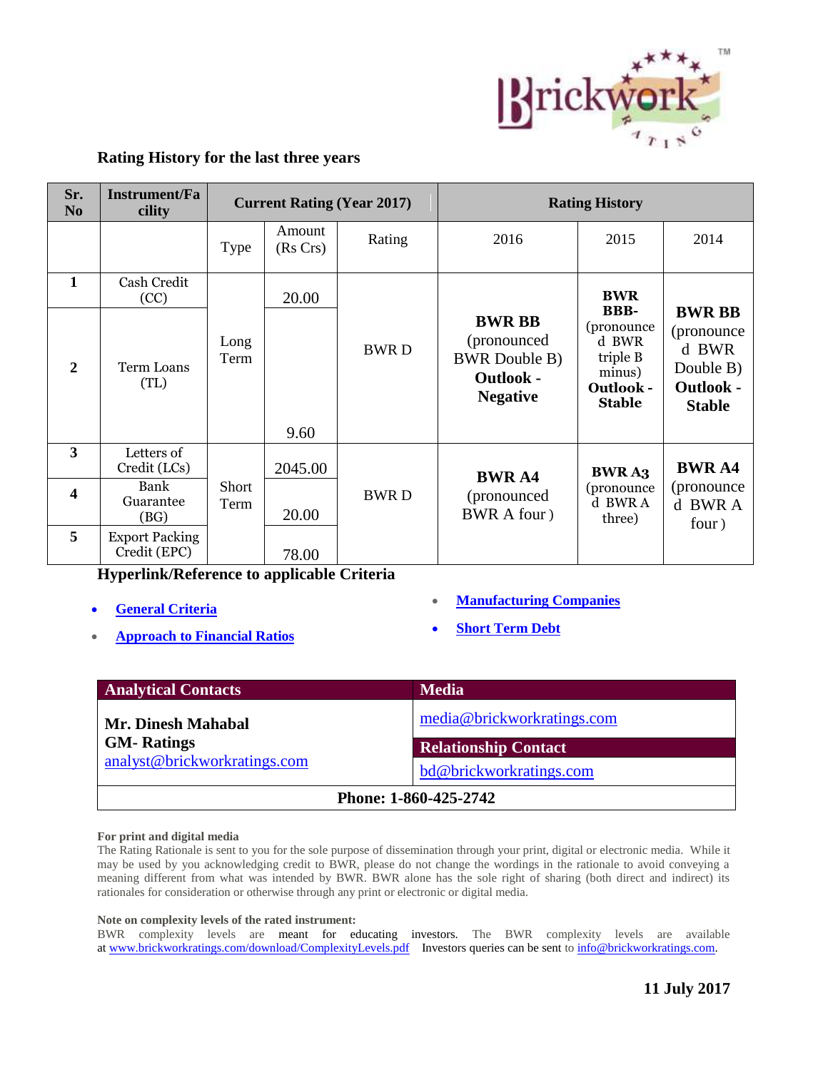## Rating History for the last three years

| Sr. No | Instrument/Facility | Current Rating (Year 2017) | | | Rating History | | |
|---|---|---|---|---|---|---|---|
| | | Type | Amount (Rs Crs) | Rating | 2016 | 2015 | 2014 |
| 1 | Cash Credit (CC) | Long Term | 20.00 | BWR D | **BWR BB** (pronounced BWR Double B) **Outlook - Negative** | **BWR BBB-** (pronounced BWR triple B minus) **Outlook - Stable** | **BWR BB** (pronounced BWR Double B) **Outlook - Stable** |
| 2 | Term Loans (TL) | | 9.60 | | | | |
| 3 | Letters of Credit (LCs) | Short Term | 2045.00 | BWR D | **BWR A4** (pronounced BWR A four ) | **BWR A3** (pronounced BWR A three) | **BWR A4** (pronounced BWR A four ) |
| 4 | Bank Guarantee (BG) | | 20.00 | | | | |
| 5 | Export Packing Credit (EPC) | | 78.00 | | | | |

**Hyperlink/Reference to applicable Criteria**

- **General Criteria**
- **Approach to Financial Ratios**
- **Manufacturing Companies**
- **Short Term Debt**

| Analytical Contacts | Media |
|---|---|
| **Mr. Dinesh Mahabal** <br> **GM- Ratings** <br> analyst@brickworkratings.com | media@brickworkratings.com <br> **Relationship Contact** <br> bd@brickworkratings.com |
| **Phone: 1-860-425-2742** | |

**For print and digital media**

The Rating Rationale is sent to you for the sole purpose of dissemination through your print, digital or electronic media. While it may be used by you acknowledging credit to BWR, please do not change the wordings in the rationale to avoid conveying a meaning different from what was intended by BWR. BWR alone has the sole right of sharing (both direct and indirect) its rationales for consideration or otherwise through any print or electronic or digital media.

**Note on complexity levels of the rated instrument:**

BWR complexity levels are meant for educating investors. The BWR complexity levels are available at www.brickworkratings.com/download/ComplexityLevels.pdf Investors queries can be sent to info@brickworkratings.com.

**11 July 2017**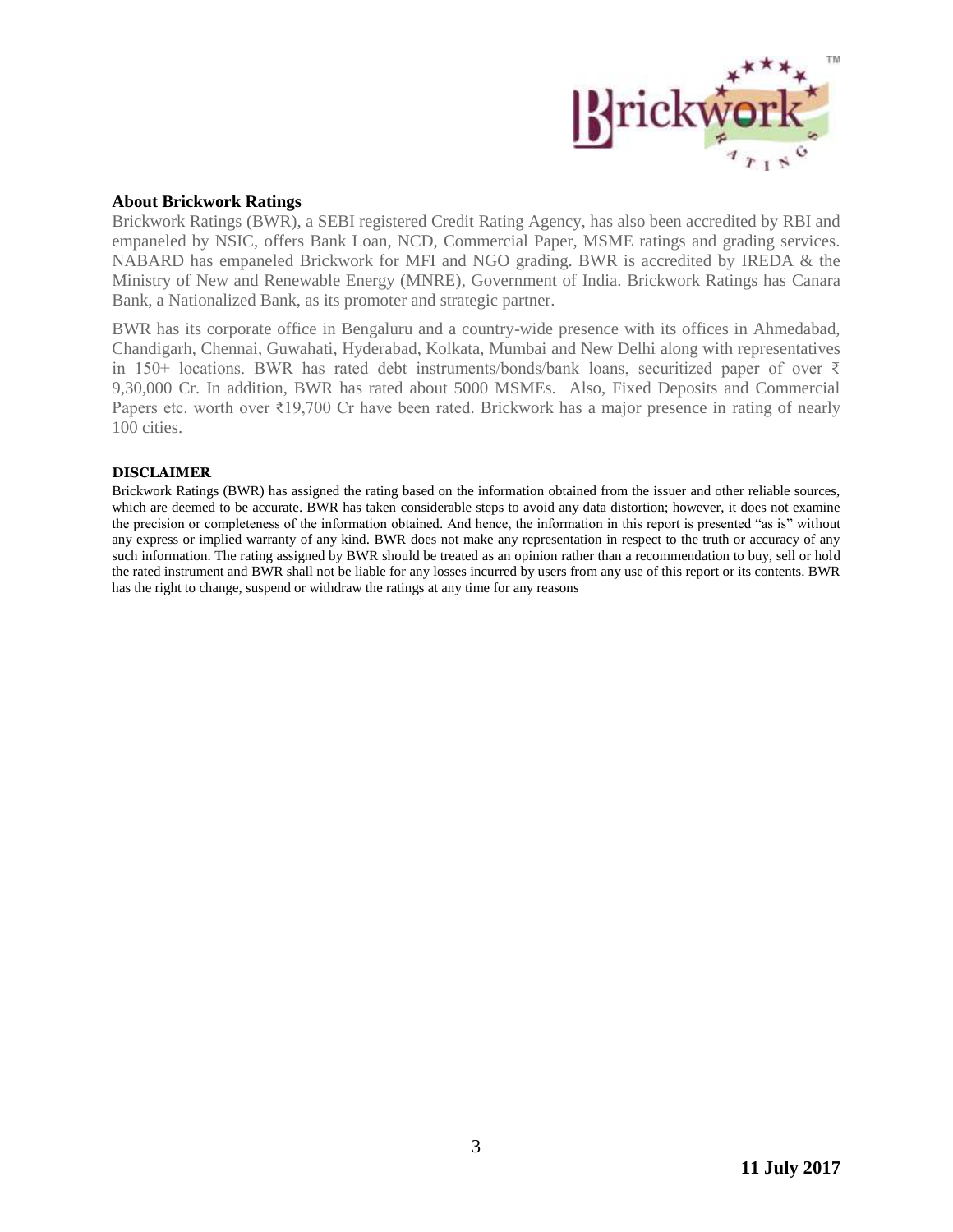## About Brickwork Ratings

Brickwork Ratings (BWR), a SEBI registered Credit Rating Agency, has also been accredited by RBI and empaneled by NSIC, offers Bank Loan, NCD, Commercial Paper, MSME ratings and grading services. NABARD has empaneled Brickwork for MFI and NGO grading. BWR is accredited by IREDA & the Ministry of New and Renewable Energy (MNRE), Government of India. Brickwork Ratings has Canara Bank, a Nationalized Bank, as its promoter and strategic partner.

BWR has its corporate office in Bengaluru and a country-wide presence with its offices in Ahmedabad, Chandigarh, Chennai, Guwahati, Hyderabad, Kolkata, Mumbai and New Delhi along with representatives in 150+ locations. BWR has rated debt instruments/bonds/bank loans, securitized paper of over ₹ 9,30,000 Cr. In addition, BWR has rated about 5000 MSMEs. Also, Fixed Deposits and Commercial Papers etc. worth over ₹19,700 Cr have been rated. Brickwork has a major presence in rating of nearly 100 cities.

**DISCLAIMER**

Brickwork Ratings (BWR) has assigned the rating based on the information obtained from the issuer and other reliable sources, which are deemed to be accurate. BWR has taken considerable steps to avoid any data distortion; however, it does not examine the precision or completeness of the information obtained. And hence, the information in this report is presented "as is" without any express or implied warranty of any kind. BWR does not make any representation in respect to the truth or accuracy of any such information. The rating assigned by BWR should be treated as an opinion rather than a recommendation to buy, sell or hold the rated instrument and BWR shall not be liable for any losses incurred by users from any use of this report or its contents. BWR has the right to change, suspend or withdraw the ratings at any time for any reasons

**11 July 2017**